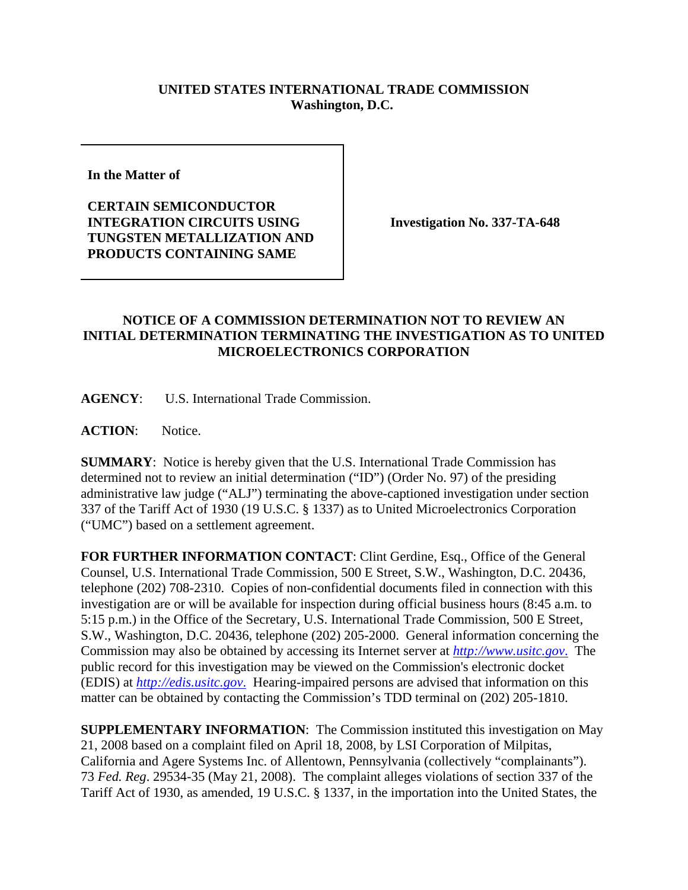**UNITED STATES INTERNATIONAL TRADE COMMISSION**
**Washington, D.C.**

| | |
|---|---|
| **In the Matter of**<br><br>**CERTAIN SEMICONDUCTOR INTEGRATION CIRCUITS USING TUNGSTEN METALLIZATION AND PRODUCTS CONTAINING SAME** | **Investigation No. 337-TA-648** |

**NOTICE OF A COMMISSION DETERMINATION NOT TO REVIEW AN INITIAL DETERMINATION TERMINATING THE INVESTIGATION AS TO UNITED MICROELECTRONICS CORPORATION**

**AGENCY**: U.S. International Trade Commission.

**ACTION**: Notice.

**SUMMARY**: Notice is hereby given that the U.S. International Trade Commission has determined not to review an initial determination ("ID") (Order No. 97) of the presiding administrative law judge ("ALJ") terminating the above-captioned investigation under section 337 of the Tariff Act of 1930 (19 U.S.C. § 1337) as to United Microelectronics Corporation ("UMC") based on a settlement agreement.

**FOR FURTHER INFORMATION CONTACT**: Clint Gerdine, Esq., Office of the General Counsel, U.S. International Trade Commission, 500 E Street, S.W., Washington, D.C. 20436, telephone (202) 708-2310. Copies of non-confidential documents filed in connection with this investigation are or will be available for inspection during official business hours (8:45 a.m. to 5:15 p.m.) in the Office of the Secretary, U.S. International Trade Commission, 500 E Street, S.W., Washington, D.C. 20436, telephone (202) 205-2000. General information concerning the Commission may also be obtained by accessing its Internet server at *http://www.usitc.gov.* The public record for this investigation may be viewed on the Commission's electronic docket (EDIS) at *http://edis.usitc.gov.* Hearing-impaired persons are advised that information on this matter can be obtained by contacting the Commission's TDD terminal on (202) 205-1810.

**SUPPLEMENTARY INFORMATION**: The Commission instituted this investigation on May 21, 2008 based on a complaint filed on April 18, 2008, by LSI Corporation of Milpitas, California and Agere Systems Inc. of Allentown, Pennsylvania (collectively "complainants"). 73 *Fed. Reg*. 29534-35 (May 21, 2008). The complaint alleges violations of section 337 of the Tariff Act of 1930, as amended, 19 U.S.C. § 1337, in the importation into the United States, the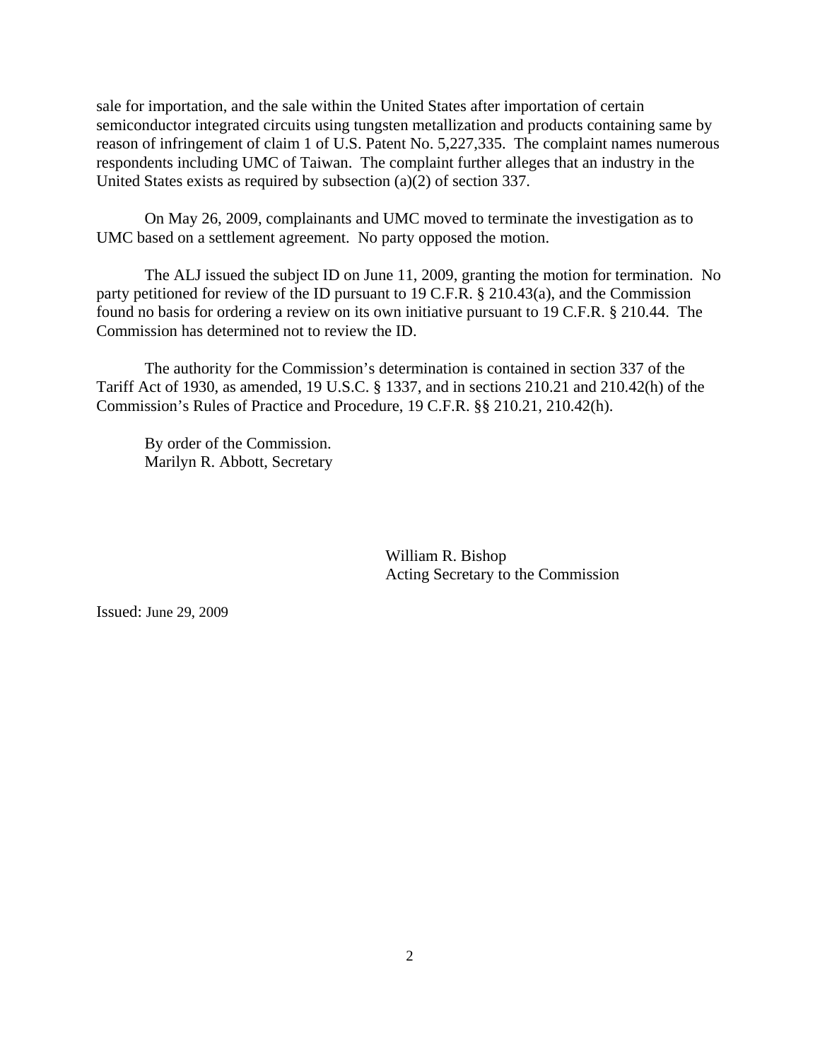sale for importation, and the sale within the United States after importation of certain semiconductor integrated circuits using tungsten metallization and products containing same by reason of infringement of claim 1 of U.S. Patent No. 5,227,335. The complaint names numerous respondents including UMC of Taiwan. The complaint further alleges that an industry in the United States exists as required by subsection (a)(2) of section 337.

On May 26, 2009, complainants and UMC moved to terminate the investigation as to UMC based on a settlement agreement. No party opposed the motion.

The ALJ issued the subject ID on June 11, 2009, granting the motion for termination. No party petitioned for review of the ID pursuant to 19 C.F.R. § 210.43(a), and the Commission found no basis for ordering a review on its own initiative pursuant to 19 C.F.R. § 210.44. The Commission has determined not to review the ID.

The authority for the Commission's determination is contained in section 337 of the Tariff Act of 1930, as amended, 19 U.S.C. § 1337, and in sections 210.21 and 210.42(h) of the Commission's Rules of Practice and Procedure, 19 C.F.R. §§ 210.21, 210.42(h).

By order of the Commission.
Marilyn R. Abbott, Secretary

William R. Bishop
Acting Secretary to the Commission

Issued: June 29, 2009